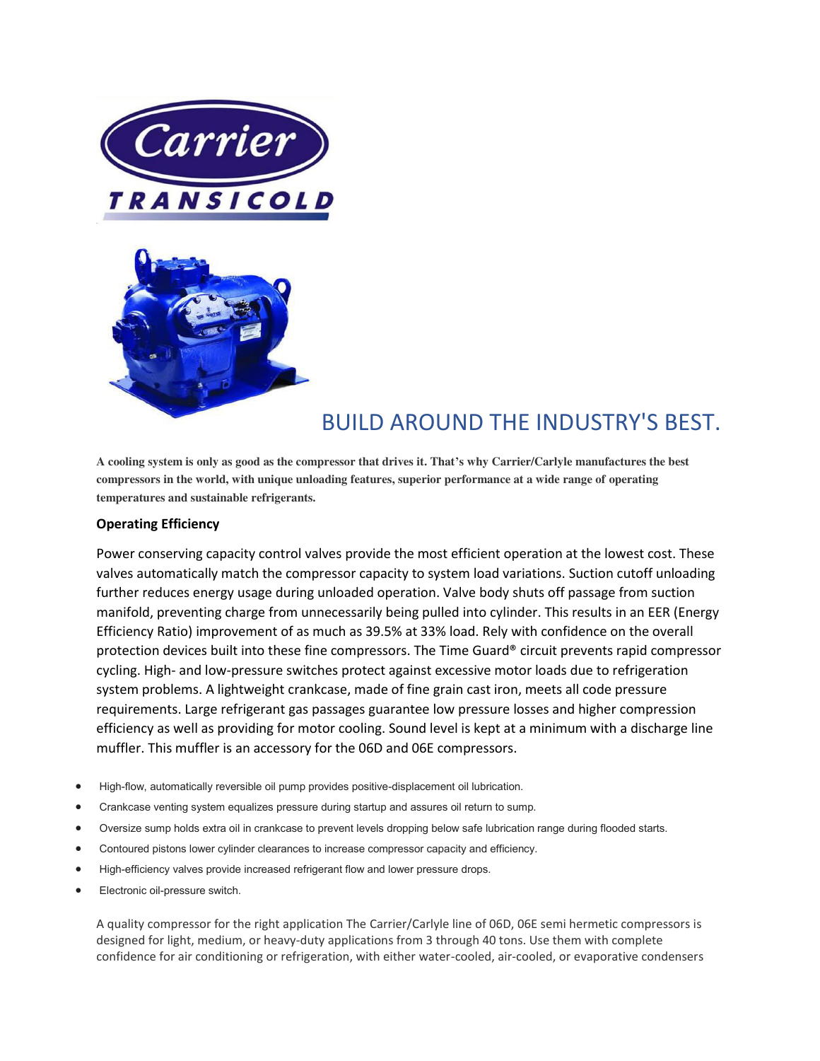# BUILD AROUND THE INDUSTRY'S BEST.

**A cooling system is only as good as the compressor that drives it. That's why Carrier/Carlyle manufactures the best compressors in the world, with unique unloading features, superior performance at a wide range of operating temperatures and sustainable refrigerants.**

**Operating Efficiency**

Power conserving capacity control valves provide the most efficient operation at the lowest cost. These valves automatically match the compressor capacity to system load variations. Suction cutoff unloading further reduces energy usage during unloaded operation. Valve body shuts off passage from suction manifold, preventing charge from unnecessarily being pulled into cylinder. This results in an EER (Energy Efficiency Ratio) improvement of as much as 39.5% at 33% load. Rely with confidence on the overall protection devices built into these fine compressors. The Time Guard® circuit prevents rapid compressor cycling. High- and low-pressure switches protect against excessive motor loads due to refrigeration system problems. A lightweight crankcase, made of fine grain cast iron, meets all code pressure requirements. Large refrigerant gas passages guarantee low pressure losses and higher compression efficiency as well as providing for motor cooling. Sound level is kept at a minimum with a discharge line muffler. This muffler is an accessory for the 06D and 06E compressors.

- High-flow, automatically reversible oil pump provides positive-displacement oil lubrication.
- Crankcase venting system equalizes pressure during startup and assures oil return to sump.
- Oversize sump holds extra oil in crankcase to prevent levels dropping below safe lubrication range during flooded starts.
- Contoured pistons lower cylinder clearances to increase compressor capacity and efficiency.
- High-efficiency valves provide increased refrigerant flow and lower pressure drops.
- Electronic oil-pressure switch.

A quality compressor for the right application The Carrier/Carlyle line of 06D, 06E semi hermetic compressors is designed for light, medium, or heavy-duty applications from 3 through 40 tons. Use them with complete confidence for air conditioning or refrigeration, with either water-cooled, air-cooled, or evaporative condensers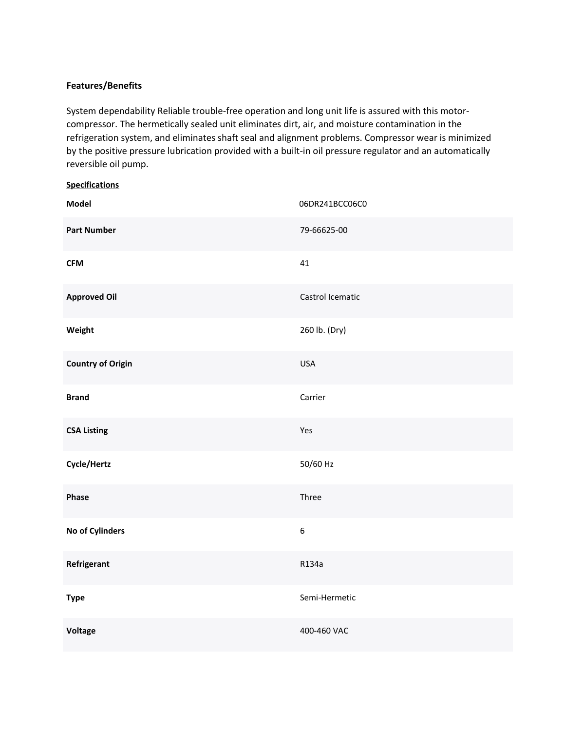**Features/Benefits**

System dependability Reliable trouble-free operation and long unit life is assured with this motor-compressor. The hermetically sealed unit eliminates dirt, air, and moisture contamination in the refrigeration system, and eliminates shaft seal and alignment problems. Compressor wear is minimized by the positive pressure lubrication provided with a built-in oil pressure regulator and an automatically reversible oil pump.

**Specifications**

| | |
|---|---|
| **Model** | 06DR241BCC06C0 |
| **Part Number** | 79-66625-00 |
| **CFM** | 41 |
| **Approved Oil** | Castrol Icematic |
| **Weight** | 260 lb. (Dry) |
| **Country of Origin** | USA |
| **Brand** | Carrier |
| **CSA Listing** | Yes |
| **Cycle/Hertz** | 50/60 Hz |
| **Phase** | Three |
| **No of Cylinders** | 6 |
| **Refrigerant** | R134a |
| **Type** | Semi-Hermetic |
| **Voltage** | 400-460 VAC |